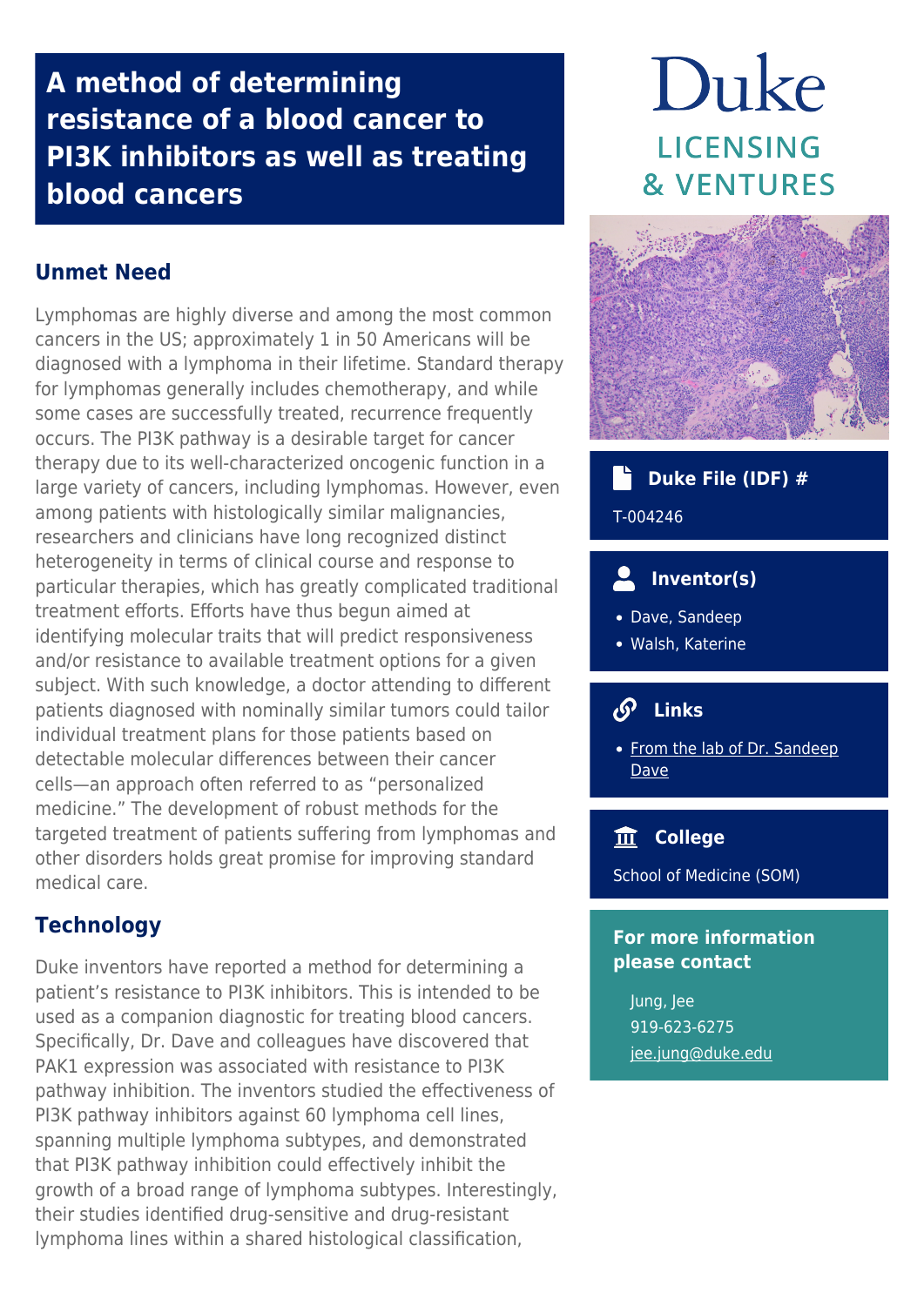# A method of determining resistance of a blood cancer to PI3K inhibitors as well as treating blood cancers

Duke LICENSING & VENTURES

## Unmet Need

Lymphomas are highly diverse and among the most common cancers in the US; approximately 1 in 50 Americans will be diagnosed with a lymphoma in their lifetime. Standard therapy for lymphomas generally includes chemotherapy, and while some cases are successfully treated, recurrence frequently occurs. The PI3K pathway is a desirable target for cancer therapy due to its well-characterized oncogenic function in a large variety of cancers, including lymphomas. However, even among patients with histologically similar malignancies, researchers and clinicians have long recognized distinct heterogeneity in terms of clinical course and response to particular therapies, which has greatly complicated traditional treatment efforts. Efforts have thus begun aimed at identifying molecular traits that will predict responsiveness and/or resistance to available treatment options for a given subject. With such knowledge, a doctor attending to different patients diagnosed with nominally similar tumors could tailor individual treatment plans for those patients based on detectable molecular differences between their cancer cells—an approach often referred to as "personalized medicine." The development of robust methods for the targeted treatment of patients suffering from lymphomas and other disorders holds great promise for improving standard medical care.

## Technology

Duke inventors have reported a method for determining a patient's resistance to PI3K inhibitors. This is intended to be used as a companion diagnostic for treating blood cancers. Specifically, Dr. Dave and colleagues have discovered that PAK1 expression was associated with resistance to PI3K pathway inhibition. The inventors studied the effectiveness of PI3K pathway inhibitors against 60 lymphoma cell lines, spanning multiple lymphoma subtypes, and demonstrated that PI3K pathway inhibition could effectively inhibit the growth of a broad range of lymphoma subtypes. Interestingly, their studies identified drug-sensitive and drug-resistant lymphoma lines within a shared histological classification,

### Duke File (IDF) #

T-004246

### Inventor(s)

- Dave, Sandeep
- Walsh, Katerine

### Links

- From the lab of Dr. Sandeep Dave

### College

School of Medicine (SOM)

### For more information please contact

Jung, Jee
919-623-6275
jee.jung@duke.edu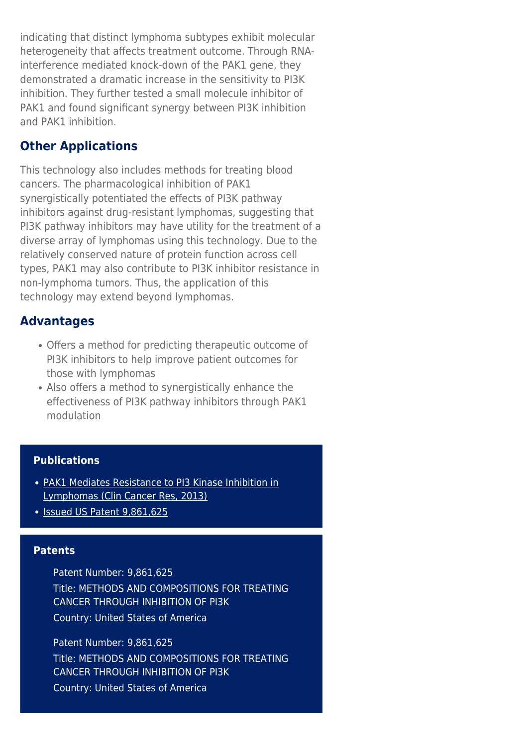indicating that distinct lymphoma subtypes exhibit molecular heterogeneity that affects treatment outcome. Through RNA-interference mediated knock-down of the PAK1 gene, they demonstrated a dramatic increase in the sensitivity to PI3K inhibition. They further tested a small molecule inhibitor of PAK1 and found significant synergy between PI3K inhibition and PAK1 inhibition.

## Other Applications

This technology also includes methods for treating blood cancers. The pharmacological inhibition of PAK1 synergistically potentiated the effects of PI3K pathway inhibitors against drug-resistant lymphomas, suggesting that PI3K pathway inhibitors may have utility for the treatment of a diverse array of lymphomas using this technology. Due to the relatively conserved nature of protein function across cell types, PAK1 may also contribute to PI3K inhibitor resistance in non-lymphoma tumors. Thus, the application of this technology may extend beyond lymphomas.

## Advantages

- Offers a method for predicting therapeutic outcome of PI3K inhibitors to help improve patient outcomes for those with lymphomas
- Also offers a method to synergistically enhance the effectiveness of PI3K pathway inhibitors through PAK1 modulation

### Publications

- PAK1 Mediates Resistance to PI3 Kinase Inhibition in Lymphomas (Clin Cancer Res, 2013)
- Issued US Patent 9,861,625

### Patents

Patent Number: 9,861,625
Title: METHODS AND COMPOSITIONS FOR TREATING CANCER THROUGH INHIBITION OF PI3K
Country: United States of America

Patent Number: 9,861,625
Title: METHODS AND COMPOSITIONS FOR TREATING CANCER THROUGH INHIBITION OF PI3K
Country: United States of America